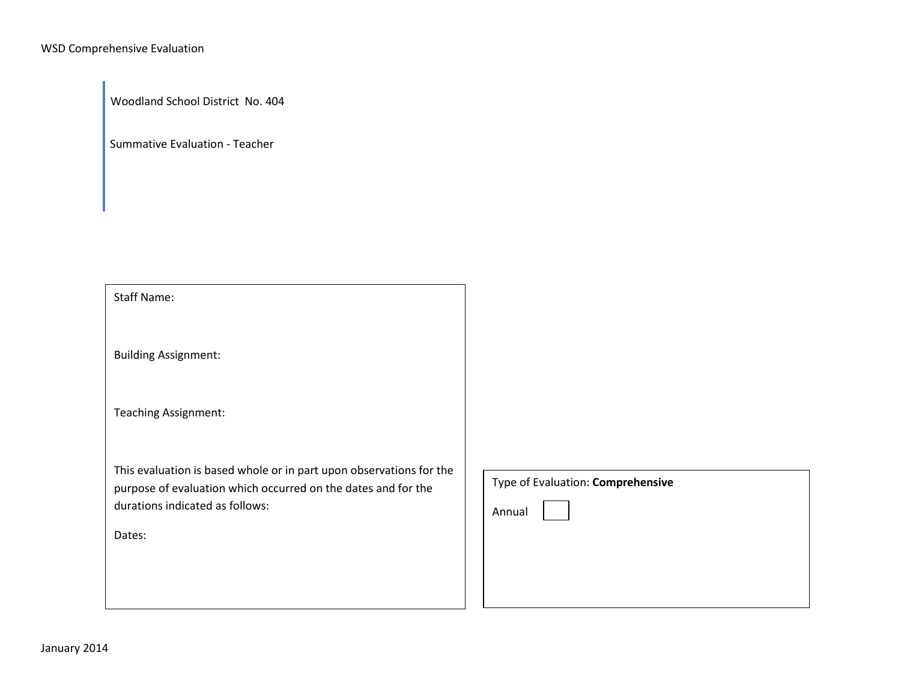Woodland School District  No. 404

Summative Evaluation - Teacher

Staff Name:

Building Assignment:

Teaching Assignment:

This evaluation is based whole or in part upon observations for the purpose of evaluation which occurred on the dates and for the durations indicated as follows:

Dates:

Type of Evaluation: **Comprehensive**

Annual ☐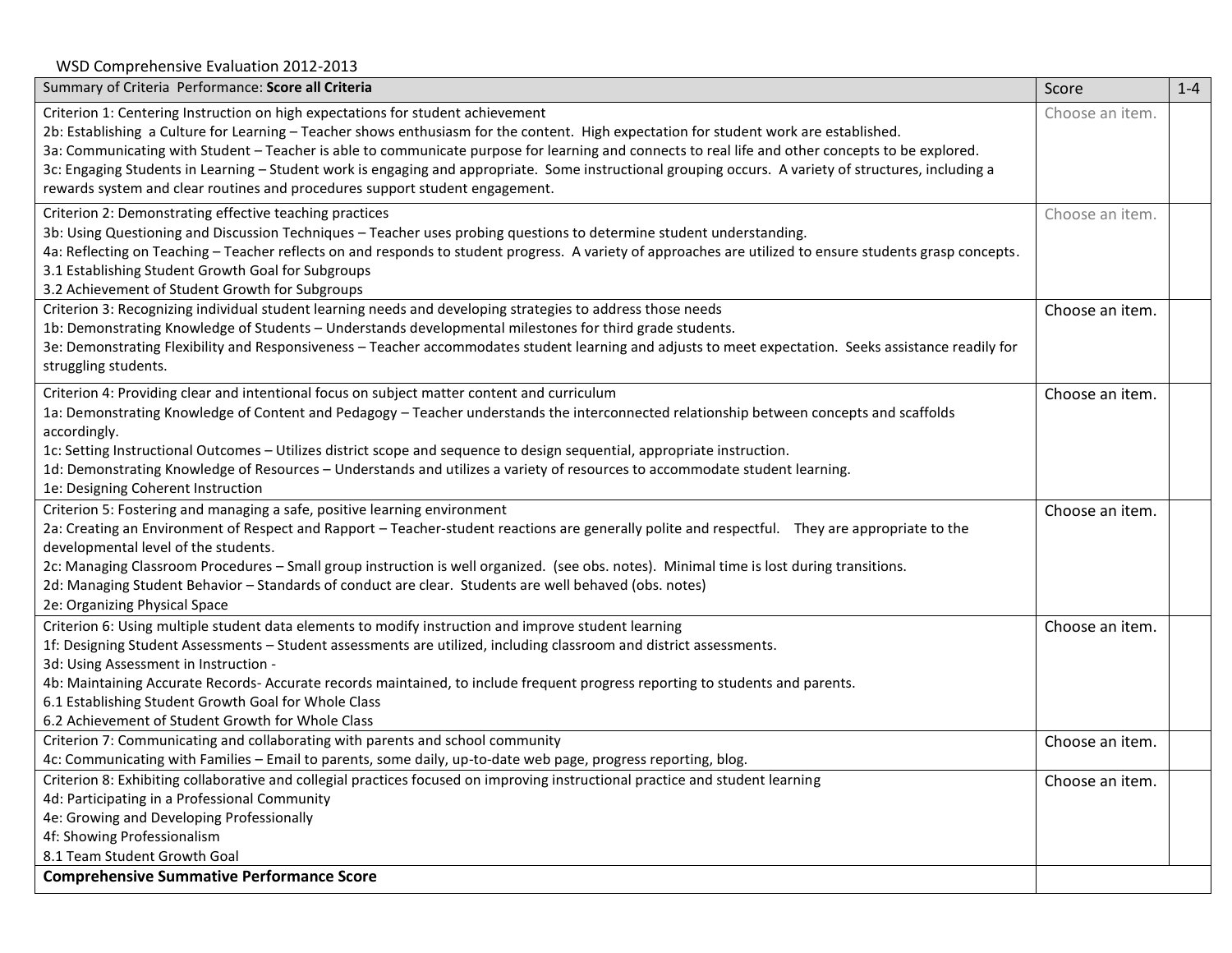WSD Comprehensive Evaluation 2012-2013

| Summary of Criteria Performance: **Score all Criteria** | Score | 1-4 |
|---|---|---|
| Criterion 1: Centering Instruction on high expectations for student achievement<br>2b: Establishing a Culture for Learning – Teacher shows enthusiasm for the content. High expectation for student work are established.<br>3a: Communicating with Student – Teacher is able to communicate purpose for learning and connects to real life and other concepts to be explored.<br>3c: Engaging Students in Learning – Student work is engaging and appropriate. Some instructional grouping occurs. A variety of structures, including a rewards system and clear routines and procedures support student engagement. | Choose an item. | |
| Criterion 2: Demonstrating effective teaching practices<br>3b: Using Questioning and Discussion Techniques – Teacher uses probing questions to determine student understanding.<br>4a: Reflecting on Teaching – Teacher reflects on and responds to student progress. A variety of approaches are utilized to ensure students grasp concepts.<br>3.1 Establishing Student Growth Goal for Subgroups<br>3.2 Achievement of Student Growth for Subgroups | Choose an item. | |
| Criterion 3: Recognizing individual student learning needs and developing strategies to address those needs<br>1b: Demonstrating Knowledge of Students – Understands developmental milestones for third grade students.<br>3e: Demonstrating Flexibility and Responsiveness – Teacher accommodates student learning and adjusts to meet expectation. Seeks assistance readily for struggling students. | Choose an item. | |
| Criterion 4: Providing clear and intentional focus on subject matter content and curriculum<br>1a: Demonstrating Knowledge of Content and Pedagogy – Teacher understands the interconnected relationship between concepts and scaffolds accordingly.<br>1c: Setting Instructional Outcomes – Utilizes district scope and sequence to design sequential, appropriate instruction.<br>1d: Demonstrating Knowledge of Resources – Understands and utilizes a variety of resources to accommodate student learning.<br>1e: Designing Coherent Instruction | Choose an item. | |
| Criterion 5: Fostering and managing a safe, positive learning environment<br>2a: Creating an Environment of Respect and Rapport – Teacher-student reactions are generally polite and respectful. They are appropriate to the developmental level of the students.<br>2c: Managing Classroom Procedures – Small group instruction is well organized. (see obs. notes). Minimal time is lost during transitions.<br>2d: Managing Student Behavior – Standards of conduct are clear. Students are well behaved (obs. notes)<br>2e: Organizing Physical Space | Choose an item. | |
| Criterion 6: Using multiple student data elements to modify instruction and improve student learning<br>1f: Designing Student Assessments – Student assessments are utilized, including classroom and district assessments.<br>3d: Using Assessment in Instruction -<br>4b: Maintaining Accurate Records- Accurate records maintained, to include frequent progress reporting to students and parents.<br>6.1 Establishing Student Growth Goal for Whole Class<br>6.2 Achievement of Student Growth for Whole Class | Choose an item. | |
| Criterion 7: Communicating and collaborating with parents and school community<br>4c: Communicating with Families – Email to parents, some daily, up-to-date web page, progress reporting, blog. | Choose an item. | |
| Criterion 8: Exhibiting collaborative and collegial practices focused on improving instructional practice and student learning<br>4d: Participating in a Professional Community<br>4e: Growing and Developing Professionally<br>4f: Showing Professionalism<br>8.1 Team Student Growth Goal | Choose an item. | |
| **Comprehensive Summative Performance Score** | | |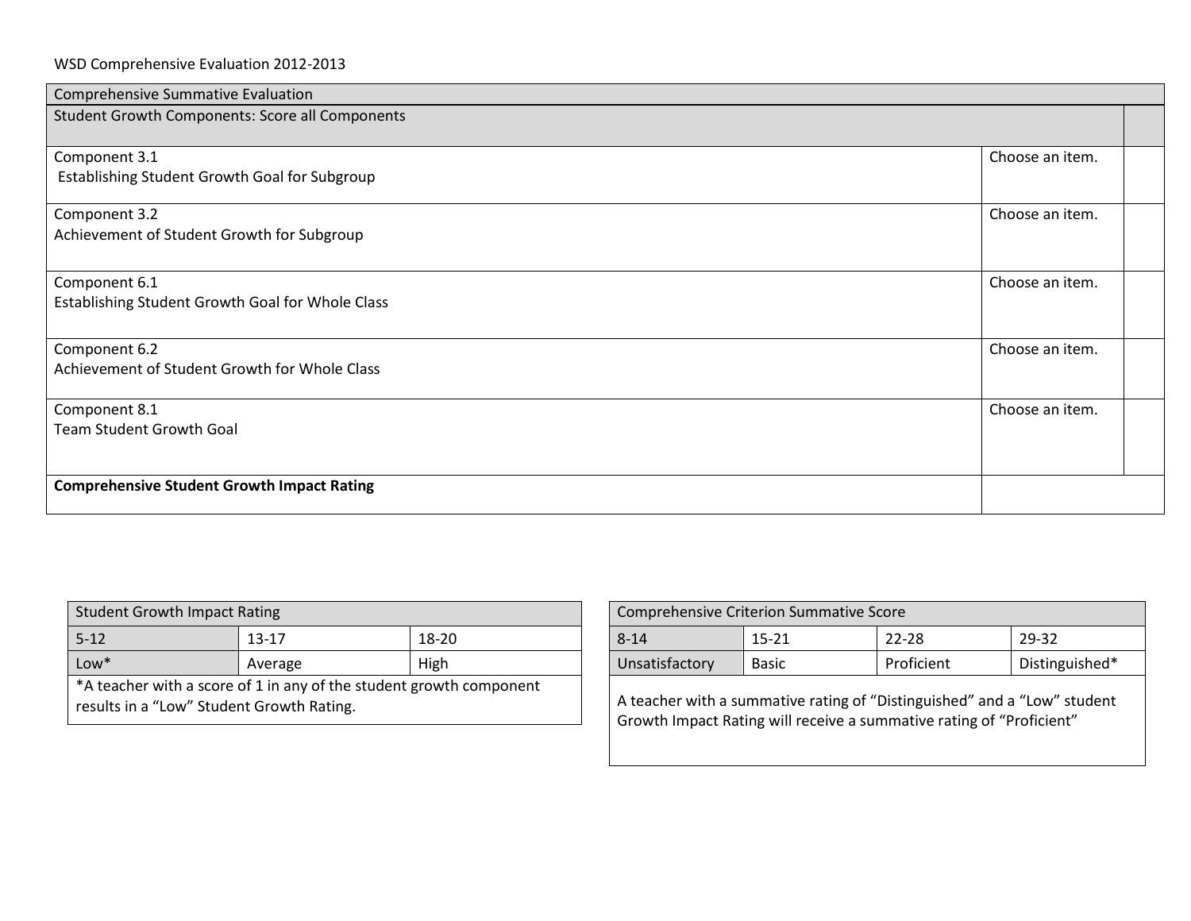WSD Comprehensive Evaluation 2012-2013

| Comprehensive Summative Evaluation | | |
|---|---|---|
| Student Growth Components: Score all Components | | |
| Component 3.1<br>Establishing Student Growth Goal for Subgroup | Choose an item. | |
| Component 3.2<br>Achievement of Student Growth for Subgroup | Choose an item. | |
| Component 6.1<br>Establishing Student Growth Goal for Whole Class | Choose an item. | |
| Component 6.2<br>Achievement of Student Growth for Whole Class | Choose an item. | |
| Component 8.1<br>Team Student Growth Goal | Choose an item. | |
| **Comprehensive Student Growth Impact Rating** | | |

| Student Growth Impact Rating | | |
|---|---|---|
| 5-12 | 13-17 | 18-20 |
| Low* | Average | High |
| *A teacher with a score of 1 in any of the student growth component results in a "Low" Student Growth Rating. | | |

| Comprehensive Criterion Summative Score | | | |
|---|---|---|---|
| 8-14 | 15-21 | 22-28 | 29-32 |
| Unsatisfactory | Basic | Proficient | Distinguished* |
| A teacher with a summative rating of "Distinguished" and a "Low" student Growth Impact Rating will receive a summative rating of "Proficient" | | | |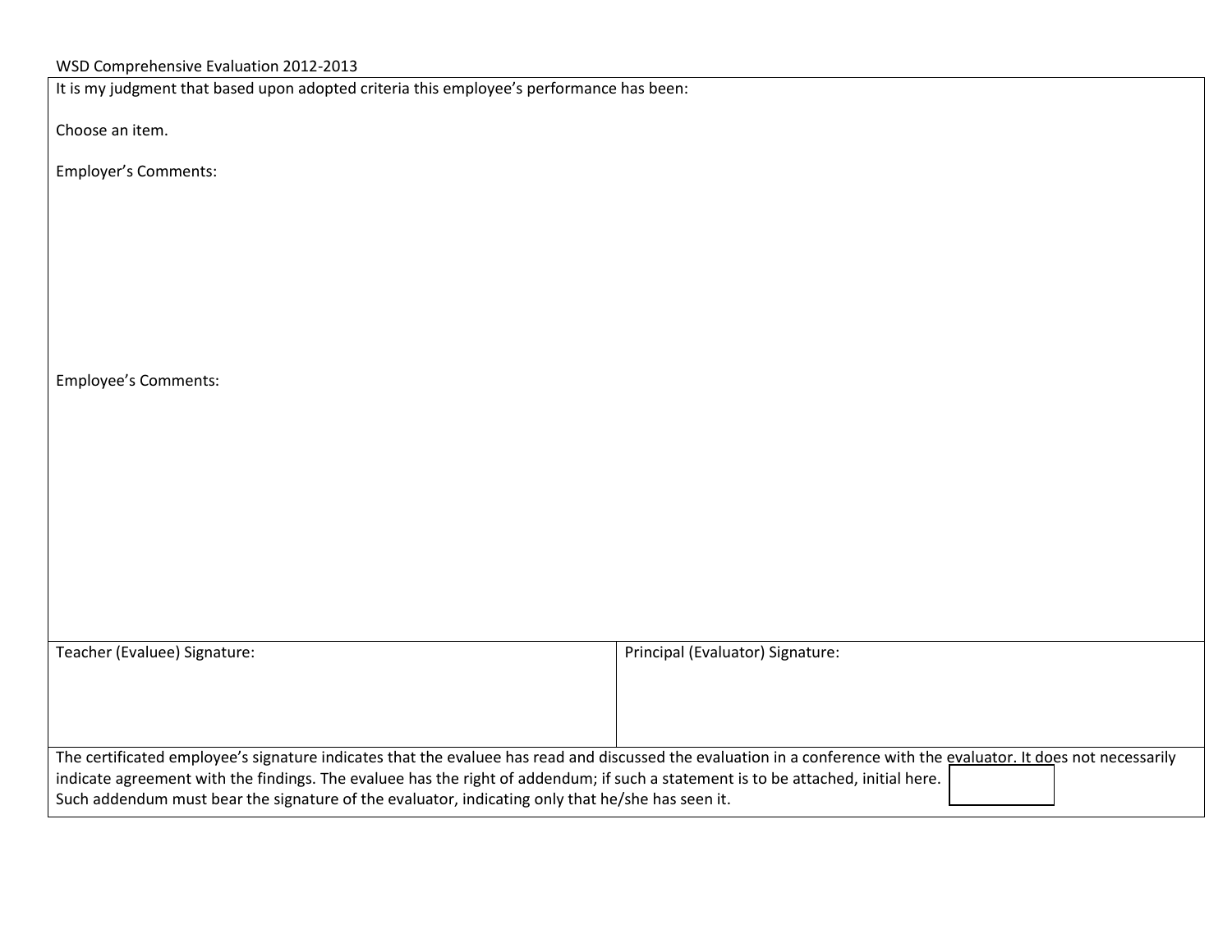WSD Comprehensive Evaluation 2012-2013

It is my judgment that based upon adopted criteria this employee's performance has been:

Choose an item.

Employer's Comments:

Employee's Comments:

| Teacher (Evaluee) Signature: | Principal (Evaluator) Signature: |
|---|---|
| | |

The certificated employee's signature indicates that the evaluee has read and discussed the evaluation in a conference with the evaluator. It does not necessarily indicate agreement with the findings. The evaluee has the right of addendum; if such a statement is to be attached, initial here.
Such addendum must bear the signature of the evaluator, indicating only that he/she has seen it.